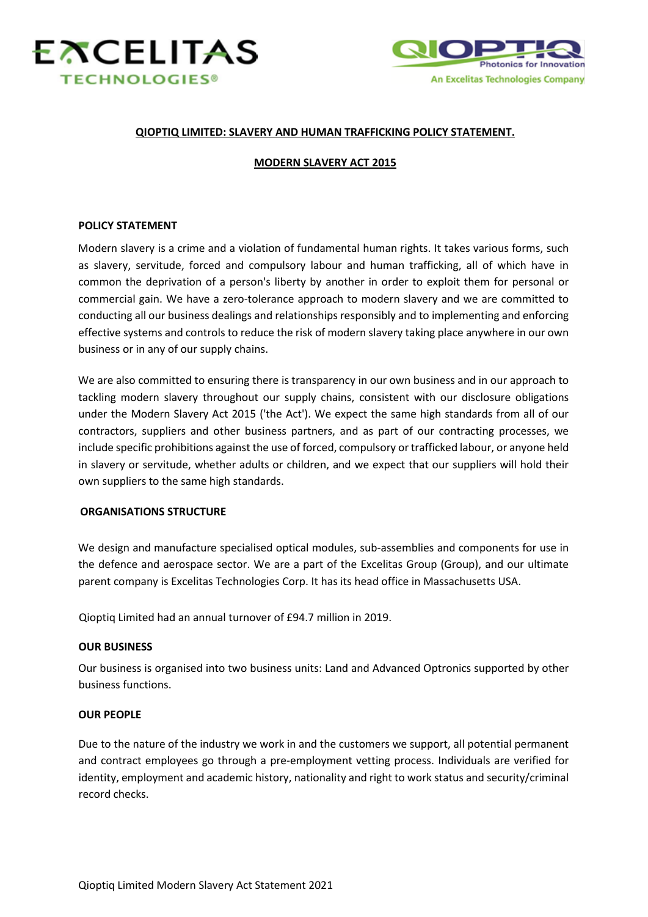# QIOPTIQ LIMITED: SLAVERY AND HUMAN TRAFFICKING POLICY STATEMENT.

## MODERN SLAVERY ACT 2015

### POLICY STATEMENT

Modern slavery is a crime and a violation of fundamental human rights. It takes various forms, such as slavery, servitude, forced and compulsory labour and human trafficking, all of which have in common the deprivation of a person's liberty by another in order to exploit them for personal or commercial gain. We have a zero-tolerance approach to modern slavery and we are committed to conducting all our business dealings and relationships responsibly and to implementing and enforcing effective systems and controls to reduce the risk of modern slavery taking place anywhere in our own business or in any of our supply chains.

We are also committed to ensuring there is transparency in our own business and in our approach to tackling modern slavery throughout our supply chains, consistent with our disclosure obligations under the Modern Slavery Act 2015 ('the Act'). We expect the same high standards from all of our contractors, suppliers and other business partners, and as part of our contracting processes, we include specific prohibitions against the use of forced, compulsory or trafficked labour, or anyone held in slavery or servitude, whether adults or children, and we expect that our suppliers will hold their own suppliers to the same high standards.

### ORGANISATIONS STRUCTURE

We design and manufacture specialised optical modules, sub-assemblies and components for use in the defence and aerospace sector. We are a part of the Excelitas Group (Group), and our ultimate parent company is Excelitas Technologies Corp. It has its head office in Massachusetts USA.

Qioptiq Limited had an annual turnover of £94.7 million in 2019.

### OUR BUSINESS

Our business is organised into two business units: Land and Advanced Optronics supported by other business functions.

### OUR PEOPLE

Due to the nature of the industry we work in and the customers we support, all potential permanent and contract employees go through a pre-employment vetting process. Individuals are verified for identity, employment and academic history, nationality and right to work status and security/criminal record checks.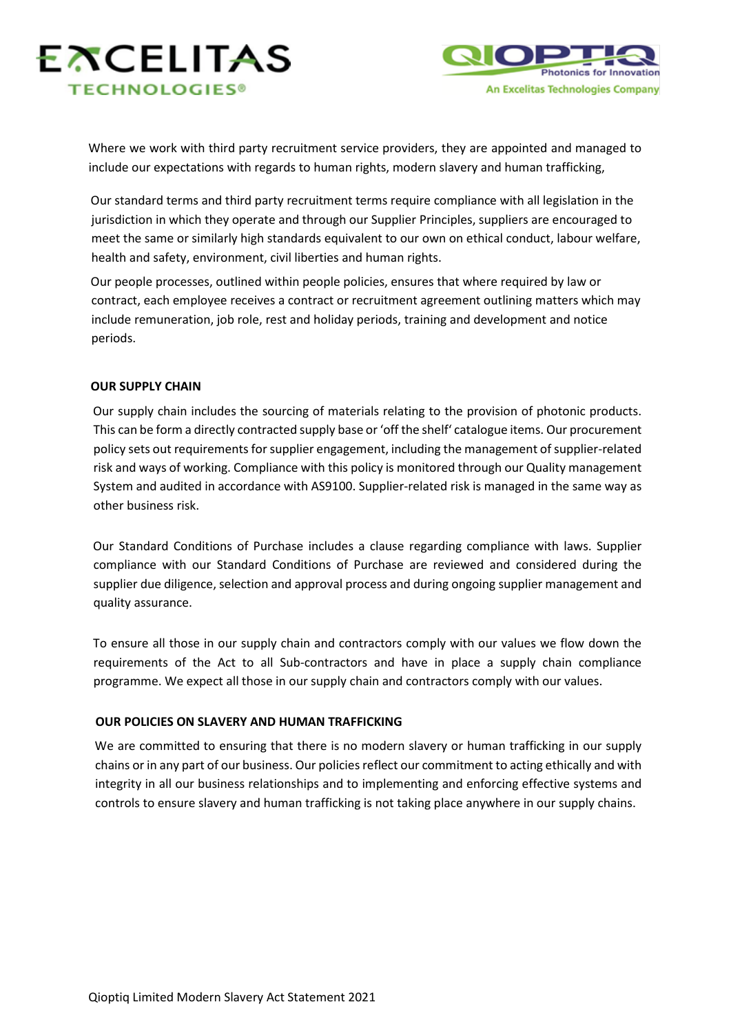Where we work with third party recruitment service providers, they are appointed and managed to include our expectations with regards to human rights, modern slavery and human trafficking,

Our standard terms and third party recruitment terms require compliance with all legislation in the jurisdiction in which they operate and through our Supplier Principles, suppliers are encouraged to meet the same or similarly high standards equivalent to our own on ethical conduct, labour welfare, health and safety, environment, civil liberties and human rights.

Our people processes, outlined within people policies, ensures that where required by law or contract, each employee receives a contract or recruitment agreement outlining matters which may include remuneration, job role, rest and holiday periods, training and development and notice periods.

**OUR SUPPLY CHAIN**

Our supply chain includes the sourcing of materials relating to the provision of photonic products. This can be form a directly contracted supply base or 'off the shelf' catalogue items. Our procurement policy sets out requirements for supplier engagement, including the management of supplier-related risk and ways of working. Compliance with this policy is monitored through our Quality management System and audited in accordance with AS9100. Supplier-related risk is managed in the same way as other business risk.

Our Standard Conditions of Purchase includes a clause regarding compliance with laws. Supplier compliance with our Standard Conditions of Purchase are reviewed and considered during the supplier due diligence, selection and approval process and during ongoing supplier management and quality assurance.

To ensure all those in our supply chain and contractors comply with our values we flow down the requirements of the Act to all Sub-contractors and have in place a supply chain compliance programme. We expect all those in our supply chain and contractors comply with our values.

**OUR POLICIES ON SLAVERY AND HUMAN TRAFFICKING**

We are committed to ensuring that there is no modern slavery or human trafficking in our supply chains or in any part of our business. Our policies reflect our commitment to acting ethically and with integrity in all our business relationships and to implementing and enforcing effective systems and controls to ensure slavery and human trafficking is not taking place anywhere in our supply chains.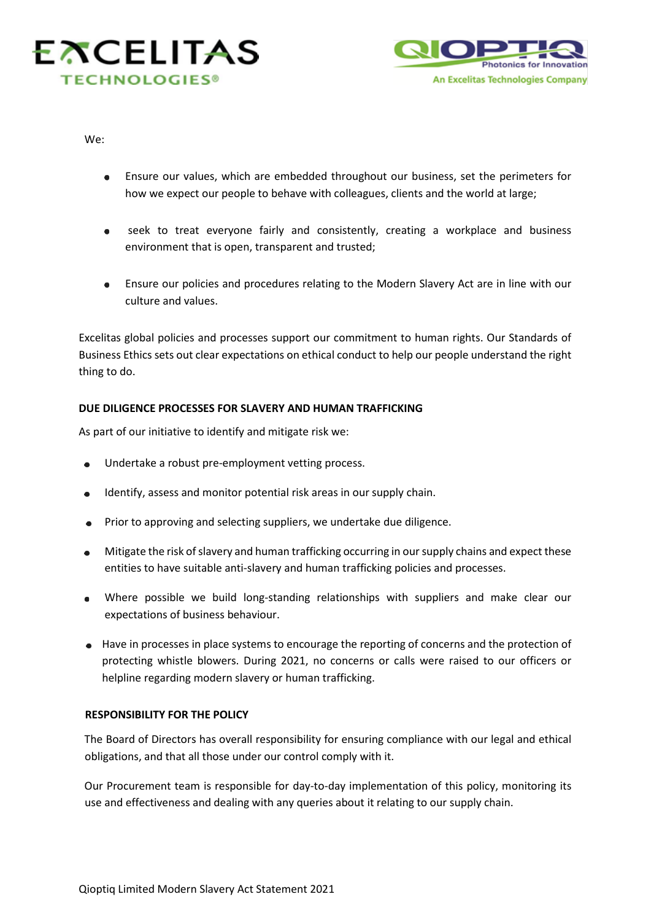We:

- Ensure our values, which are embedded throughout our business, set the perimeters for how we expect our people to behave with colleagues, clients and the world at large;
- seek to treat everyone fairly and consistently, creating a workplace and business environment that is open, transparent and trusted;
- Ensure our policies and procedures relating to the Modern Slavery Act are in line with our culture and values.

Excelitas global policies and processes support our commitment to human rights. Our Standards of Business Ethics sets out clear expectations on ethical conduct to help our people understand the right thing to do.

**DUE DILIGENCE PROCESSES FOR SLAVERY AND HUMAN TRAFFICKING**

As part of our initiative to identify and mitigate risk we:

- Undertake a robust pre-employment vetting process.
- Identify, assess and monitor potential risk areas in our supply chain.
- Prior to approving and selecting suppliers, we undertake due diligence.
- Mitigate the risk of slavery and human trafficking occurring in our supply chains and expect these entities to have suitable anti-slavery and human trafficking policies and processes.
- Where possible we build long-standing relationships with suppliers and make clear our expectations of business behaviour.
- Have in processes in place systems to encourage the reporting of concerns and the protection of protecting whistle blowers. During 2021, no concerns or calls were raised to our officers or helpline regarding modern slavery or human trafficking.

**RESPONSIBILITY FOR THE POLICY**

The Board of Directors has overall responsibility for ensuring compliance with our legal and ethical obligations, and that all those under our control comply with it.

Our Procurement team is responsible for day-to-day implementation of this policy, monitoring its use and effectiveness and dealing with any queries about it relating to our supply chain.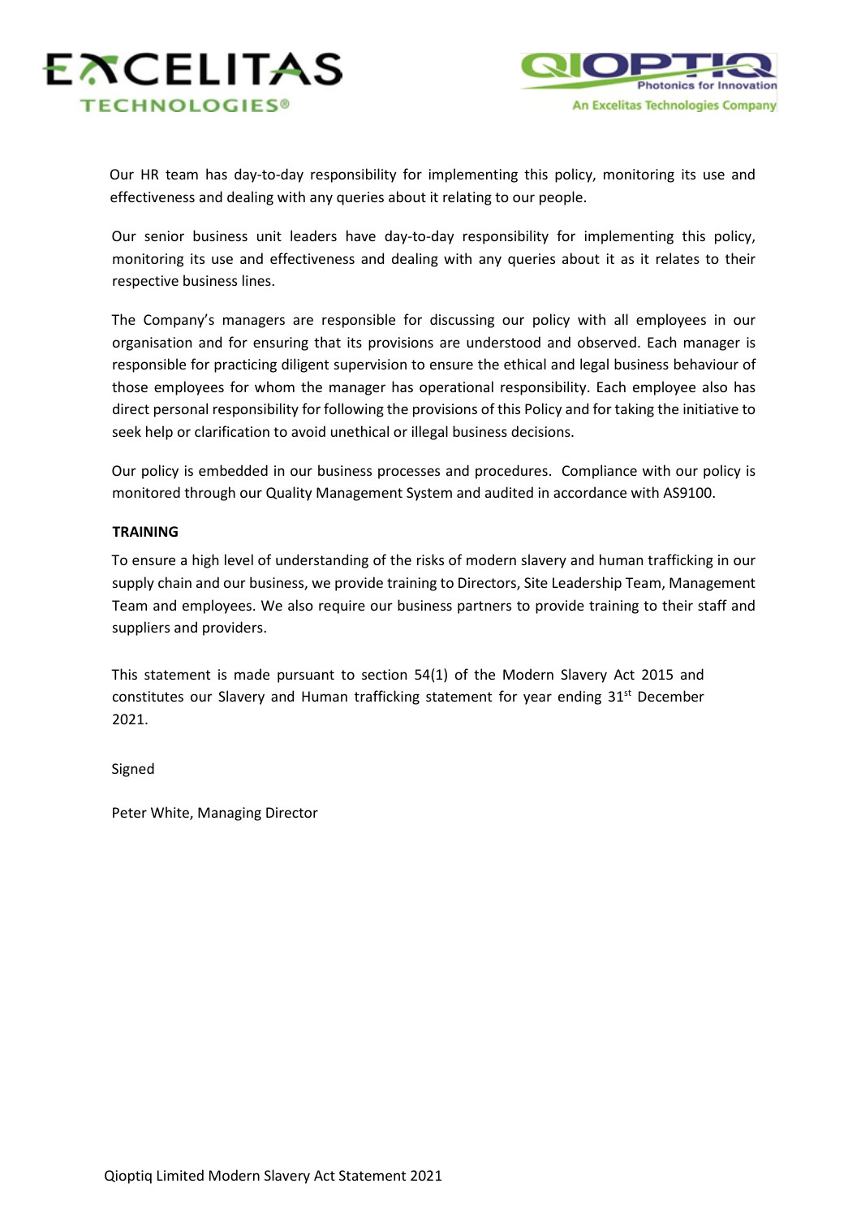Our HR team has day-to-day responsibility for implementing this policy, monitoring its use and effectiveness and dealing with any queries about it relating to our people.

Our senior business unit leaders have day-to-day responsibility for implementing this policy, monitoring its use and effectiveness and dealing with any queries about it as it relates to their respective business lines.

The Company's managers are responsible for discussing our policy with all employees in our organisation and for ensuring that its provisions are understood and observed. Each manager is responsible for practicing diligent supervision to ensure the ethical and legal business behaviour of those employees for whom the manager has operational responsibility. Each employee also has direct personal responsibility for following the provisions of this Policy and for taking the initiative to seek help or clarification to avoid unethical or illegal business decisions.

Our policy is embedded in our business processes and procedures. Compliance with our policy is monitored through our Quality Management System and audited in accordance with AS9100.

**TRAINING**

To ensure a high level of understanding of the risks of modern slavery and human trafficking in our supply chain and our business, we provide training to Directors, Site Leadership Team, Management Team and employees. We also require our business partners to provide training to their staff and suppliers and providers.

This statement is made pursuant to section 54(1) of the Modern Slavery Act 2015 and constitutes our Slavery and Human trafficking statement for year ending 31st December 2021.

Signed

Peter White, Managing Director